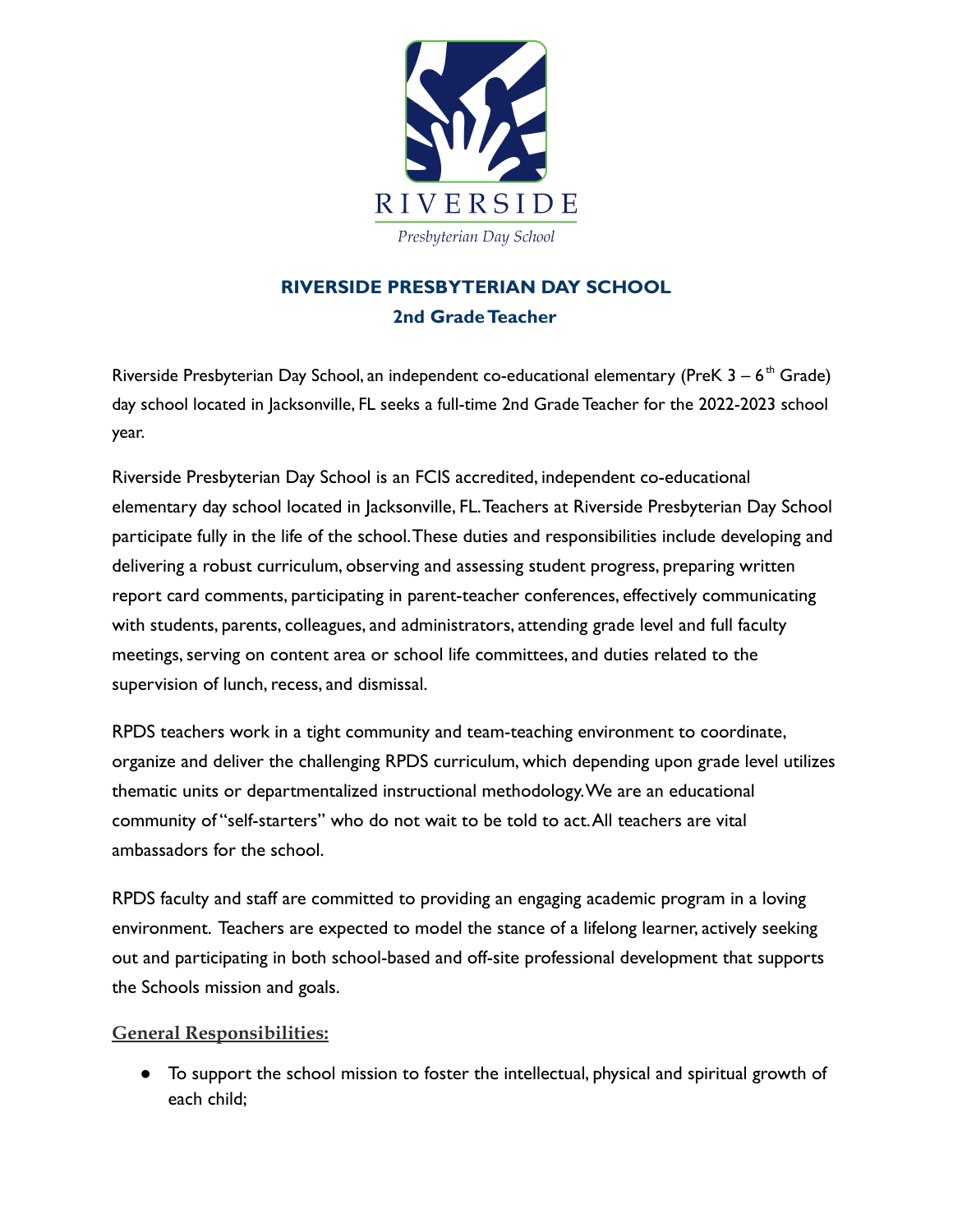RIVERSIDE

*Presbyterian Day School*

# RIVERSIDE PRESBYTERIAN DAY SCHOOL

## 2nd Grade Teacher

Riverside Presbyterian Day School, an independent co-educational elementary (PreK 3 – 6th Grade) day school located in Jacksonville, FL seeks a full-time 2nd Grade Teacher for the 2022-2023 school year.

Riverside Presbyterian Day School is an FCIS accredited, independent co-educational elementary day school located in Jacksonville, FL. Teachers at Riverside Presbyterian Day School participate fully in the life of the school. These duties and responsibilities include developing and delivering a robust curriculum, observing and assessing student progress, preparing written report card comments, participating in parent-teacher conferences, effectively communicating with students, parents, colleagues, and administrators, attending grade level and full faculty meetings, serving on content area or school life committees, and duties related to the supervision of lunch, recess, and dismissal.

RPDS teachers work in a tight community and team-teaching environment to coordinate, organize and deliver the challenging RPDS curriculum, which depending upon grade level utilizes thematic units or departmentalized instructional methodology. We are an educational community of "self-starters" who do not wait to be told to act. All teachers are vital ambassadors for the school.

RPDS faculty and staff are committed to providing an engaging academic program in a loving environment. Teachers are expected to model the stance of a lifelong learner, actively seeking out and participating in both school-based and off-site professional development that supports the Schools mission and goals.

### General Responsibilities:

- To support the school mission to foster the intellectual, physical and spiritual growth of each child;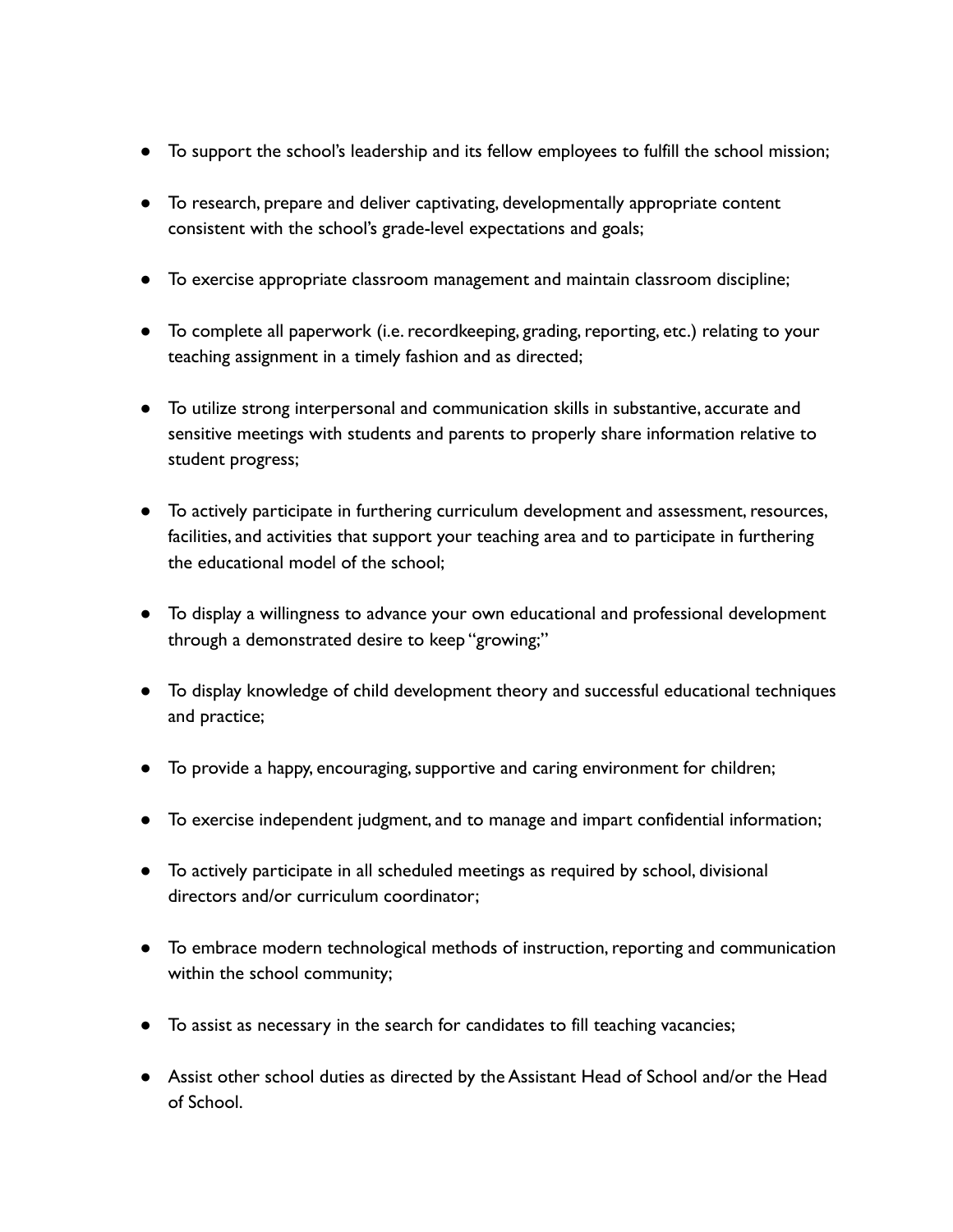- To support the school's leadership and its fellow employees to fulfill the school mission;

- To research, prepare and deliver captivating, developmentally appropriate content consistent with the school's grade-level expectations and goals;

- To exercise appropriate classroom management and maintain classroom discipline;

- To complete all paperwork (i.e. recordkeeping, grading, reporting, etc.) relating to your teaching assignment in a timely fashion and as directed;

- To utilize strong interpersonal and communication skills in substantive, accurate and sensitive meetings with students and parents to properly share information relative to student progress;

- To actively participate in furthering curriculum development and assessment, resources, facilities, and activities that support your teaching area and to participate in furthering the educational model of the school;

- To display a willingness to advance your own educational and professional development through a demonstrated desire to keep "growing;"

- To display knowledge of child development theory and successful educational techniques and practice;

- To provide a happy, encouraging, supportive and caring environment for children;

- To exercise independent judgment, and to manage and impart confidential information;

- To actively participate in all scheduled meetings as required by school, divisional directors and/or curriculum coordinator;

- To embrace modern technological methods of instruction, reporting and communication within the school community;

- To assist as necessary in the search for candidates to fill teaching vacancies;

- Assist other school duties as directed by the Assistant Head of School and/or the Head of School.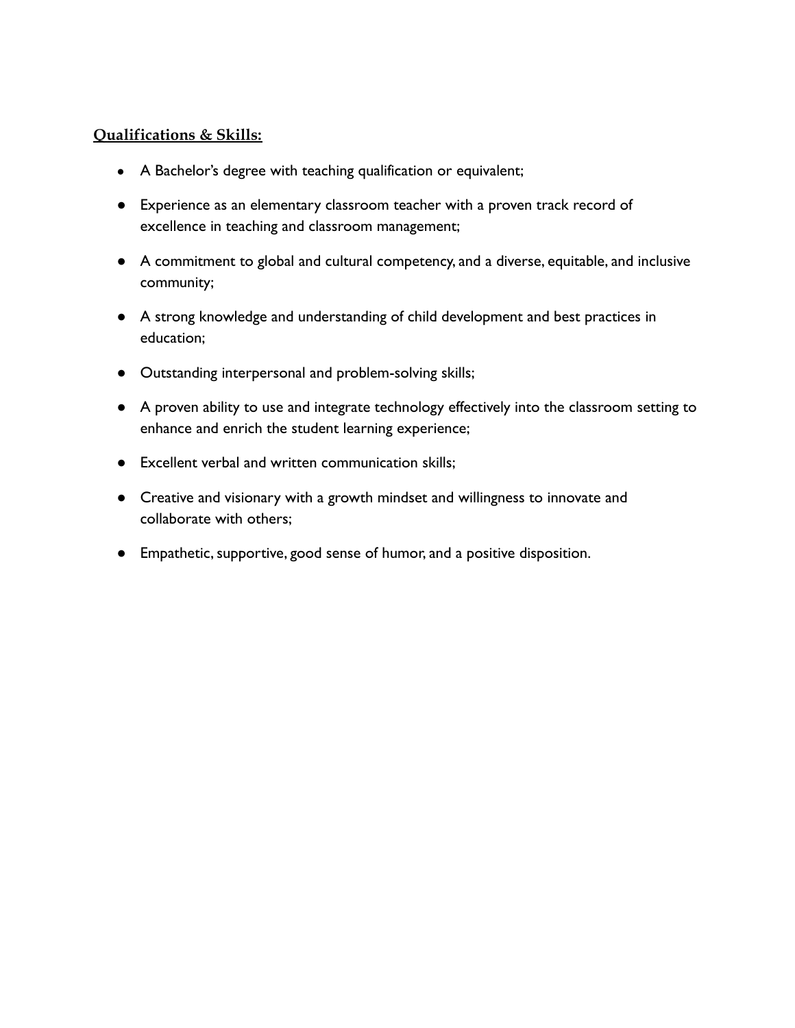**Qualifications & Skills:**

- A Bachelor's degree with teaching qualification or equivalent;
- Experience as an elementary classroom teacher with a proven track record of excellence in teaching and classroom management;
- A commitment to global and cultural competency, and a diverse, equitable, and inclusive community;
- A strong knowledge and understanding of child development and best practices in education;
- Outstanding interpersonal and problem-solving skills;
- A proven ability to use and integrate technology effectively into the classroom setting to enhance and enrich the student learning experience;
- Excellent verbal and written communication skills;
- Creative and visionary with a growth mindset and willingness to innovate and collaborate with others;
- Empathetic, supportive, good sense of humor, and a positive disposition.